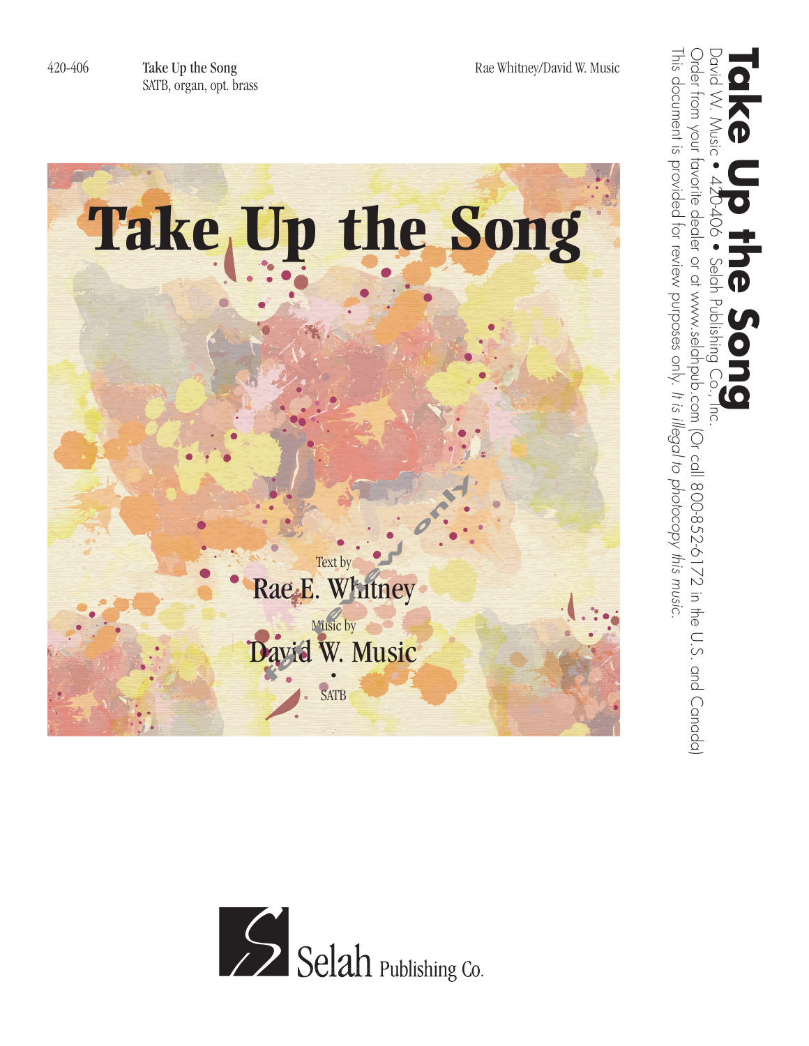420-406 **Take Up the Song** Rae Whitney/David W. Music
SATB, organ, opt. brass

# Take Up the Song

Text by
Rae E. Whitney

Music by
David W. Music

SATB

Selah Publishing Co.

**Take Up the Song**
David W. Music • 420-406 • Selah Publishing Co., Inc.
Order from your favorite dealer or at www.selahpub.com (Or call 800-852-6172 in the U.S. and Canada)
This document is provided for review purposes only. *It is illegal to photocopy this music.*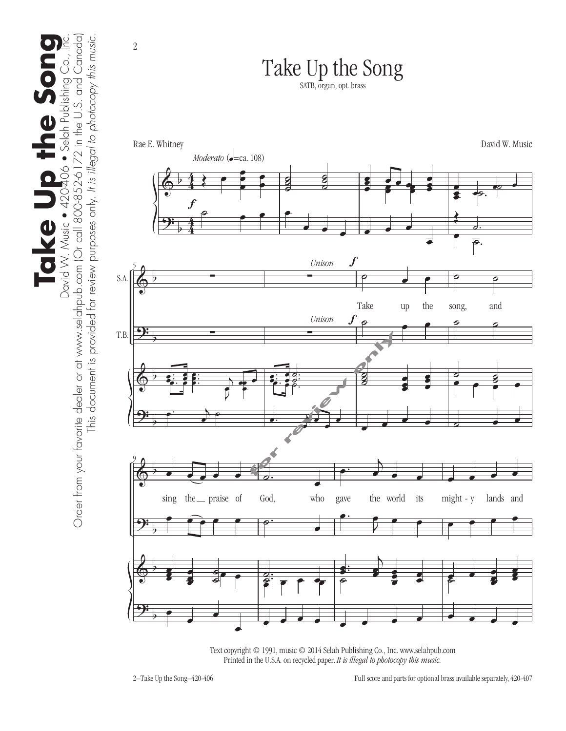# Take Up the Song

SATB, organ, opt. brass

Rae E. Whitney

David W. Music

*Moderato* (♩=ca. 108)

Take up the song, and sing the praise of God, who gave the world its might-y lands and

Text copyright © 1991, music © 2014 Selah Publishing Co., Inc. www.selahpub.com
Printed in the U.S.A. on recycled paper. *It is illegal to photocopy this music.*

Full score and parts for optional brass available separately, 420-407

**Take Up the Song**
David W. Music • 420-406 • Selah Publishing Co., Inc.
Order from your favorite dealer or at www.selahpub.com (Or call 800-852-6172 in the U.S. and Canada)
This document is provided for review purposes only. *It is illegal to photocopy this music.*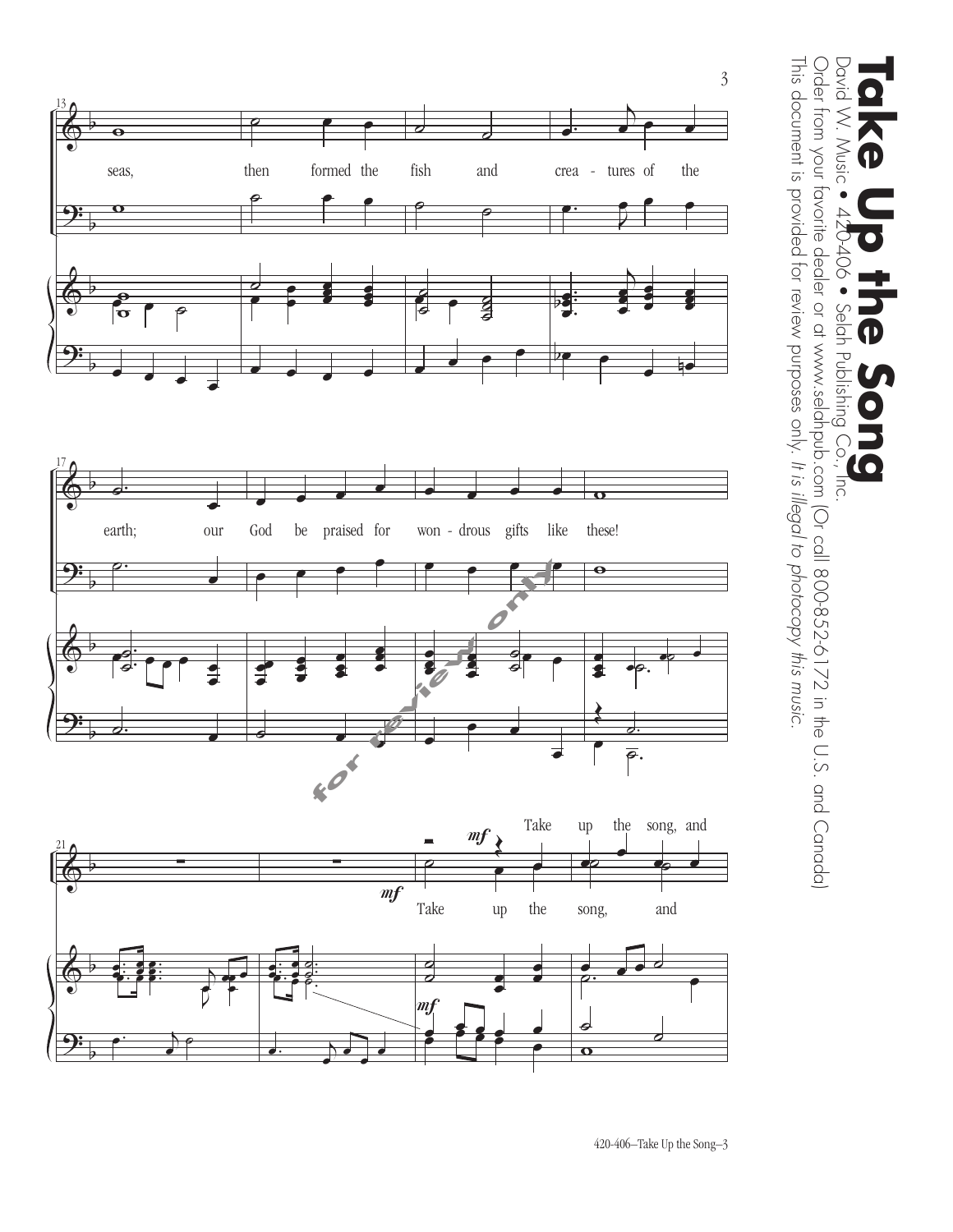# Take Up the Song

David W. Music • 420-406 • Selah Publishing Co., Inc.

Order from your favorite dealer or at www.selahpub.com (Or call 800-852-6172 in the U.S. and Canada)

This document is provided for review purposes only. *It is illegal to photocopy this music.*

13

seas, then formed the fish and crea - tures of the

17

earth; our God be praised for won - drous gifts like these!

21

*mf* Take up the song, and

*mf* Take up the song, and

*mf*

for review only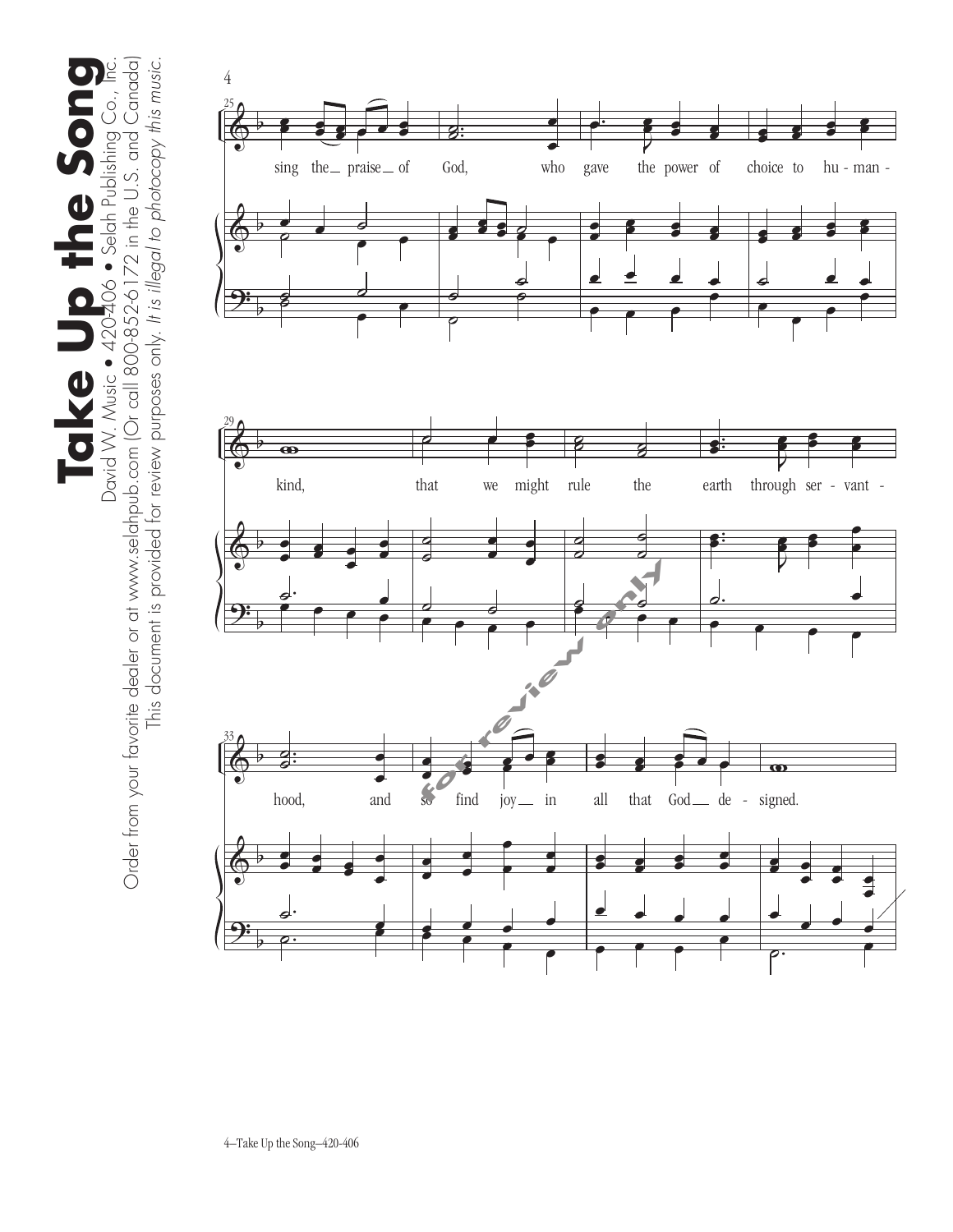sing the praise of God, who gave the power of choice to hu - man - kind, that we might rule the earth through ser - vant - hood, and so find joy in all that God de - signed.

David W. Music • 420-406 • Selah Publishing Co., Inc.

Order from your favorite dealer or at www.selahpub.com (Or call 800-852-6172 in the U.S. and Canada)

This document is provided for review purposes only. *It is illegal to photocopy this music.*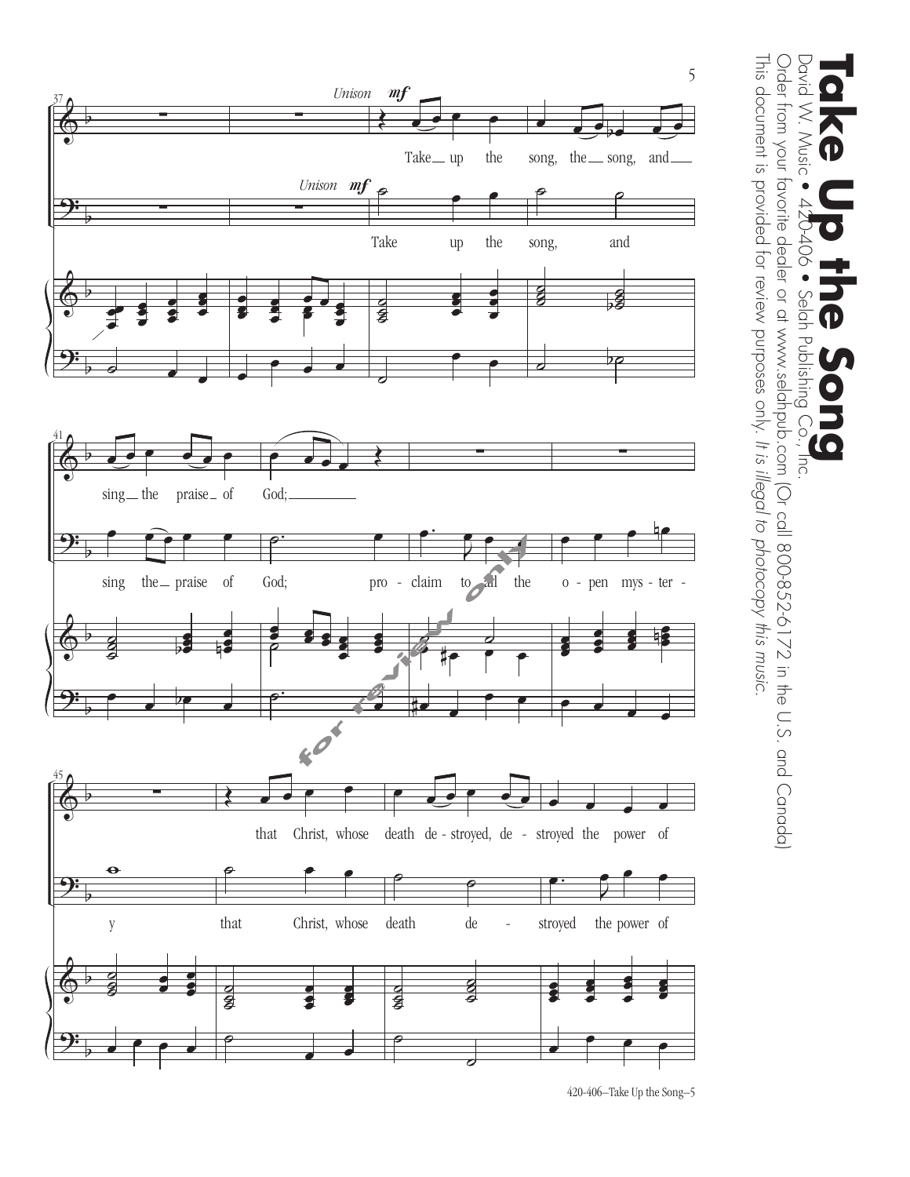**Take Up the Song**

David W. Music • 420-406 • Selah Publishing Co., Inc.

Order from your favorite dealer or at www.selahpub.com (Or call 800-852-6172 in the U.S. and Canada)

This document is provided for review purposes only. *It is illegal to photocopy this music.*

*Unison* **mf**

Take up the song, the song, and sing the praise of God; that Christ, whose death de - stroyed, de - stroyed the power of

*Unison* **mf**

Take up the song, and sing the praise of God; pro - claim to all the o - pen mys - ter - y that Christ, whose death de - stroyed the power of

for review only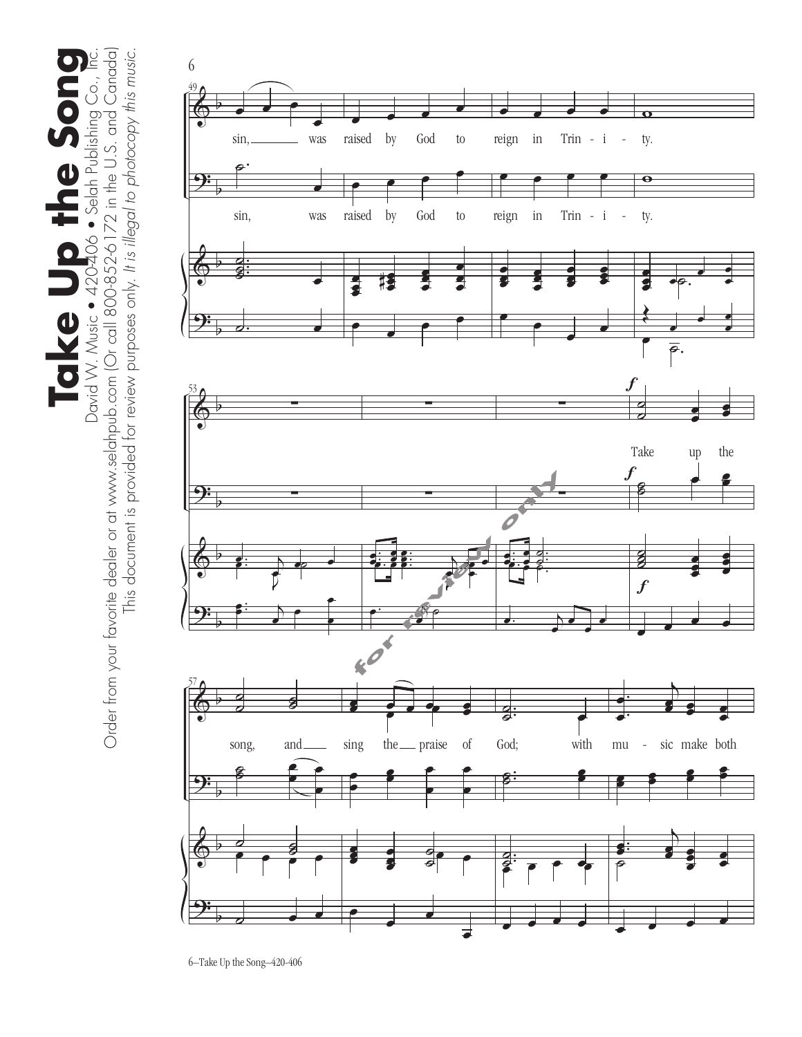# Take Up the Song

David W. Music • 420-406 • Selah Publishing Co., Inc.

Order from your favorite dealer or at www.selahpub.com (Or call 800-852-6172 in the U.S. and Canada)

This document is provided for review purposes only. *It is illegal to photocopy this music.*

sin, was raised by God to reign in Trin - i - ty.

sin, was raised by God to reign in Trin - i - ty.

*f*

Take up the

song, and sing the praise of God; with mu - sic make both

for review only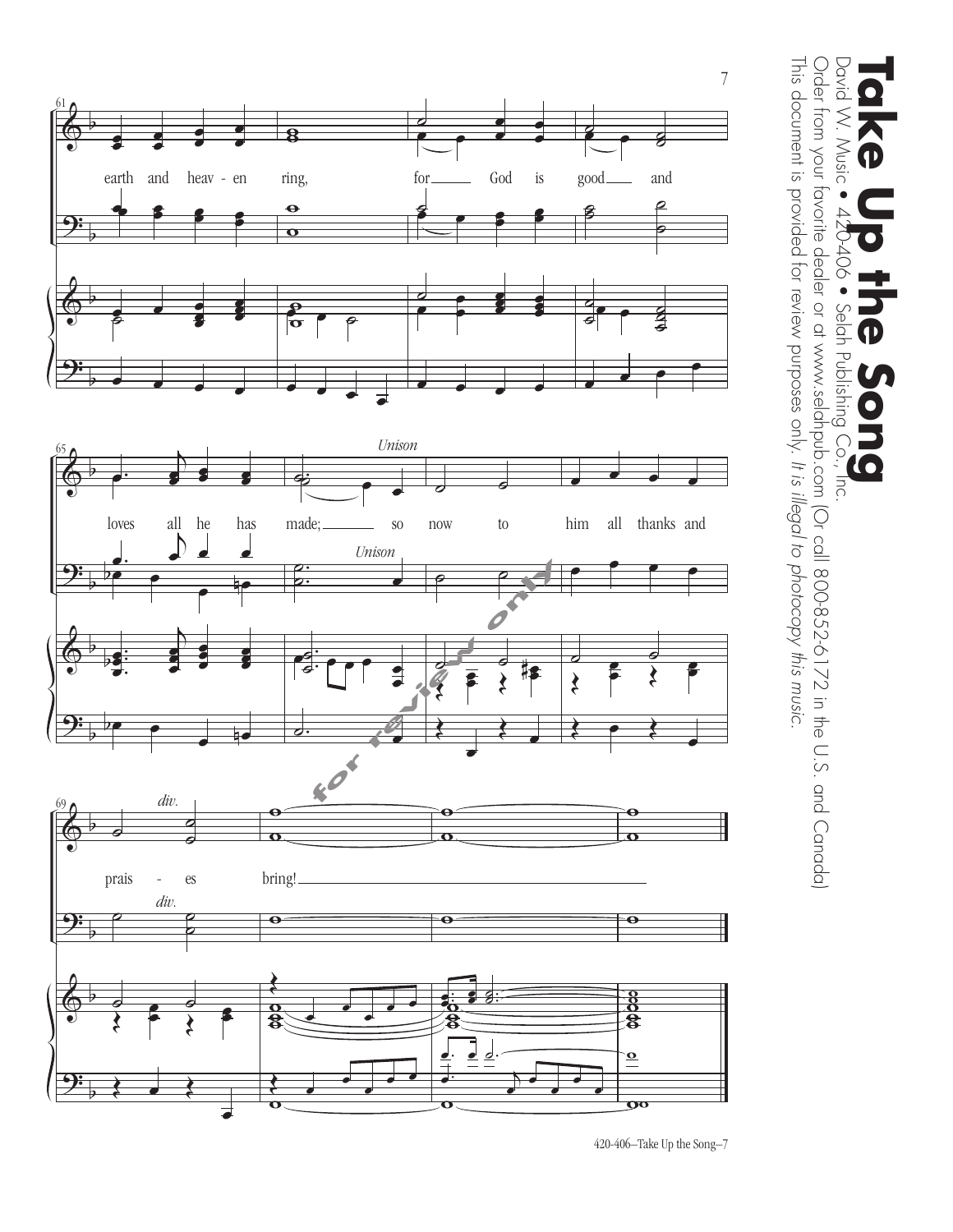earth and heav - en ring, for God is good and

loves all he has made; so now to him all thanks and

*Unison*

*Unison*

prais - es bring!

*div.*

*div.*

# Take Up the Song

David W. Music • 420-406 • Selah Publishing Co., Inc.

Order from your favorite dealer or at www.selahpub.com (Or call 800-852-6172 in the U.S. and Canada)

This document is provided for review purposes only. *It is illegal to photocopy this music.*

for review only

420-406—Take Up the Song—7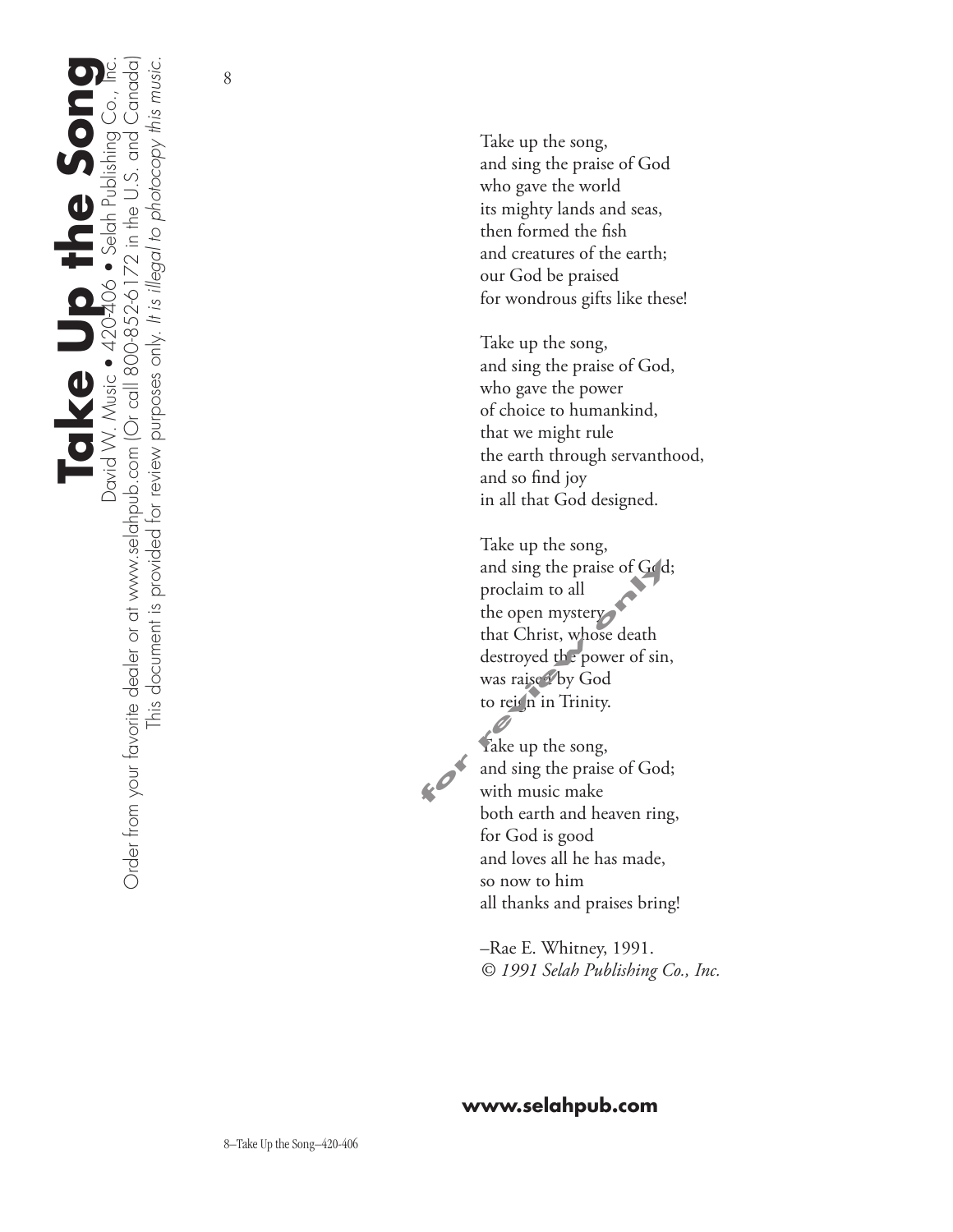Take up the song,
and sing the praise of God
who gave the world
its mighty lands and seas,
then formed the fish
and creatures of the earth;
our God be praised
for wondrous gifts like these!

Take up the song,
and sing the praise of God,
who gave the power
of choice to humankind,
that we might rule
the earth through servanthood,
and so find joy
in all that God designed.

Take up the song,
and sing the praise of God;
proclaim to all
the open mystery
that Christ, whose death
destroyed the power of sin,
was raised by God
to reign in Trinity.

Take up the song,
and sing the praise of God;
with music make
both earth and heaven ring,
for God is good
and loves all he has made,
so now to him
all thanks and praises bring!

–Rae E. Whitney, 1991.
*© 1991 Selah Publishing Co., Inc.*

**www.selahpub.com**